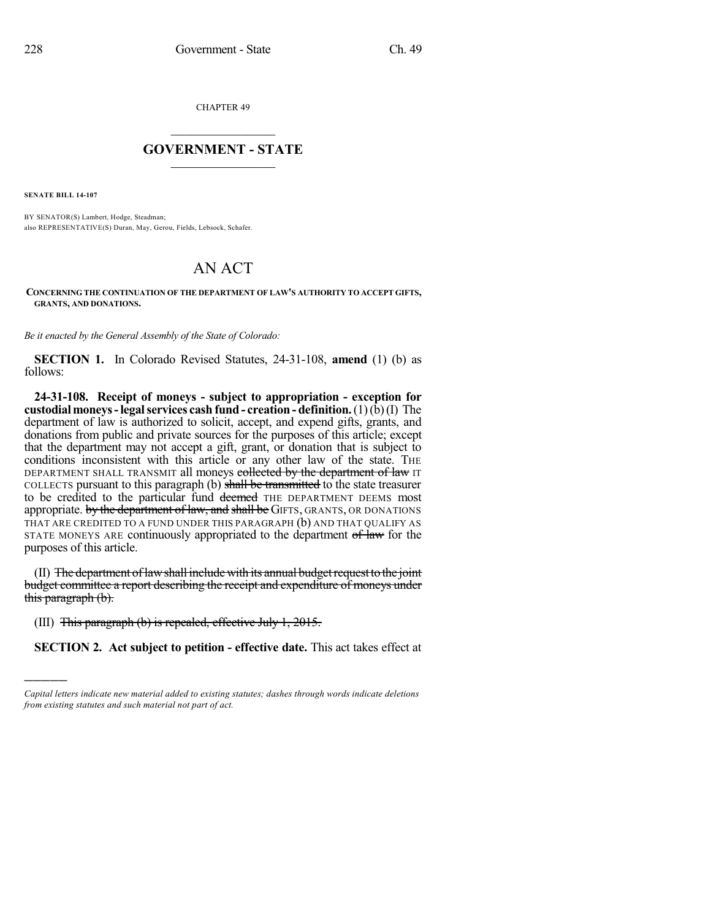CHAPTER 49

# GOVERNMENT - STATE

**SENATE BILL 14-107**

BY SENATOR(S) Lambert, Hodge, Steadman;
also REPRESENTATIVE(S) Duran, May, Gerou, Fields, Lebsock, Schafer.

# AN ACT

**CONCERNING THE CONTINUATION OF THE DEPARTMENT OF LAW'S AUTHORITY TO ACCEPT GIFTS, GRANTS, AND DONATIONS.**

*Be it enacted by the General Assembly of the State of Colorado:*

**SECTION 1.** In Colorado Revised Statutes, 24-31-108, **amend** (1) (b) as follows:

**24-31-108. Receipt of moneys - subject to appropriation - exception for custodial moneys - legal services cash fund - creation - definition.** (1) (b) (I) The department of law is authorized to solicit, accept, and expend gifts, grants, and donations from public and private sources for the purposes of this article; except that the department may not accept a gift, grant, or donation that is subject to conditions inconsistent with this article or any other law of the state. THE DEPARTMENT SHALL TRANSMIT all moneys ~~collected by the department of law~~ IT COLLECTS pursuant to this paragraph (b) ~~shall be transmitted~~ to the state treasurer to be credited to the particular fund ~~deemed~~ THE DEPARTMENT DEEMS most appropriate. ~~by the department of law, and shall be~~ GIFTS, GRANTS, OR DONATIONS THAT ARE CREDITED TO A FUND UNDER THIS PARAGRAPH (b) AND THAT QUALIFY AS STATE MONEYS ARE continuously appropriated to the department ~~of law~~ for the purposes of this article.

(II) ~~The department of law shall include with its annual budget request to the joint budget committee a report describing the receipt and expenditure of moneys under this paragraph (b).~~

(III) ~~This paragraph (b) is repealed, effective July 1, 2015.~~

**SECTION 2. Act subject to petition - effective date.** This act takes effect at

*Capital letters indicate new material added to existing statutes; dashes through words indicate deletions from existing statutes and such material not part of act.*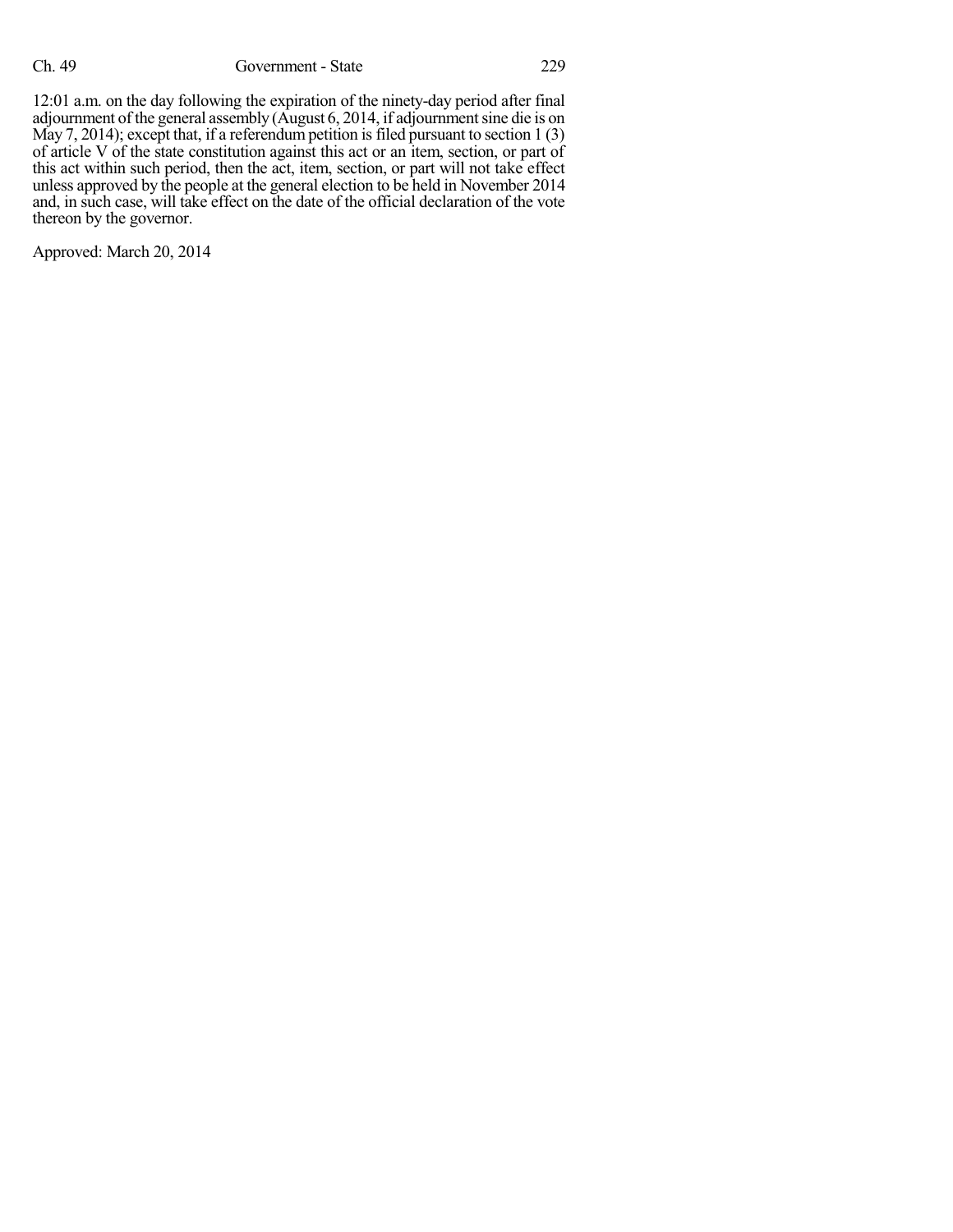12:01 a.m. on the day following the expiration of the ninety-day period after final adjournment of the general assembly (August 6, 2014, if adjournment sine die is on May 7, 2014); except that, if a referendum petition is filed pursuant to section 1 (3) of article V of the state constitution against this act or an item, section, or part of this act within such period, then the act, item, section, or part will not take effect unless approved by the people at the general election to be held in November 2014 and, in such case, will take effect on the date of the official declaration of the vote thereon by the governor.

Approved: March 20, 2014